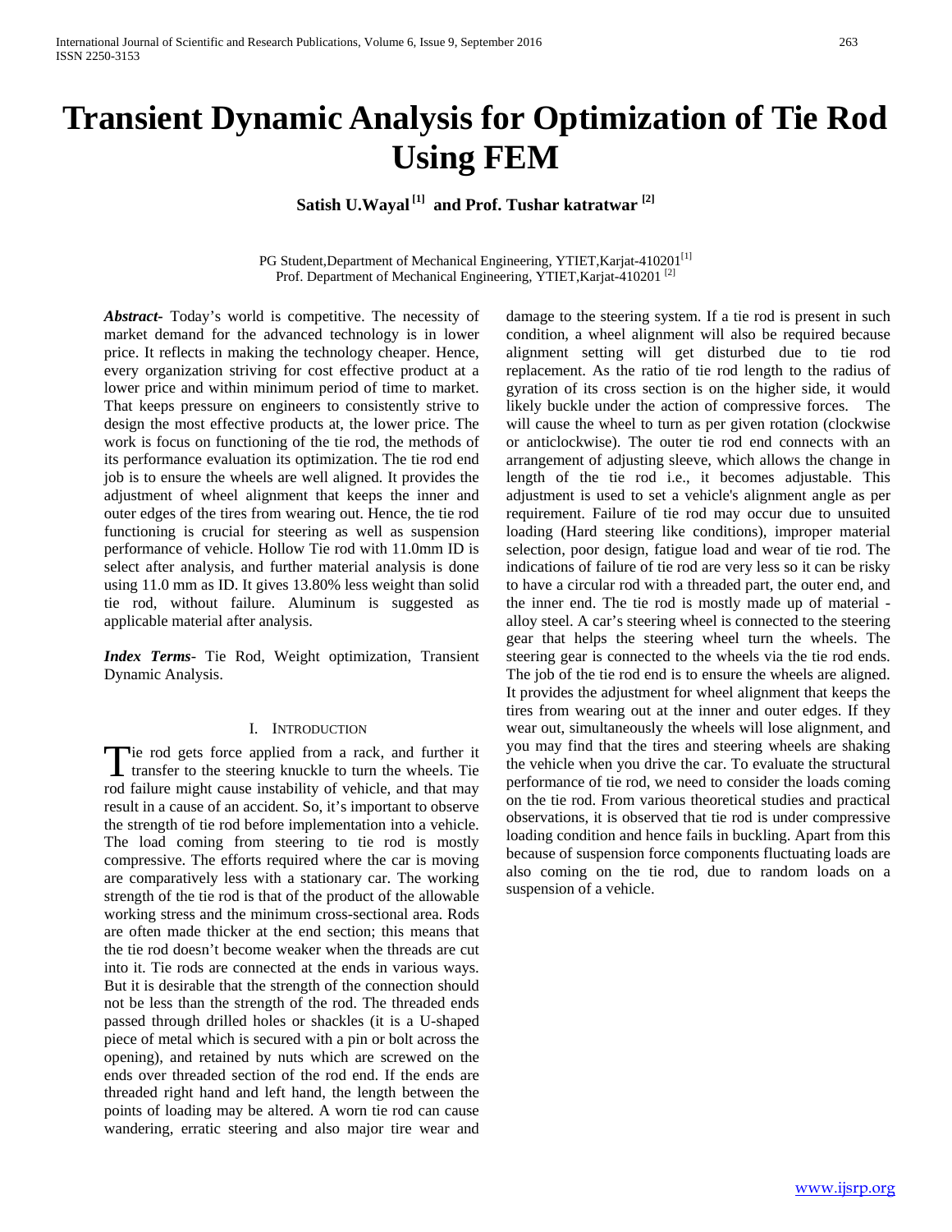# Transient Dynamic Analysis for Optimization of Tie Rod Using FEM

**Satish U.Wayal [1] and Prof. Tushar katratwar [2]**

PG Student,Department of Mechanical Engineering, YTIET,Karjat-410201[1]
Prof. Department of Mechanical Engineering, YTIET,Karjat-410201 [2]

***Abstract***- Today's world is competitive. The necessity of market demand for the advanced technology is in lower price. It reflects in making the technology cheaper. Hence, every organization striving for cost effective product at a lower price and within minimum period of time to market. That keeps pressure on engineers to consistently strive to design the most effective products at, the lower price. The work is focus on functioning of the tie rod, the methods of its performance evaluation its optimization. The tie rod end job is to ensure the wheels are well aligned. It provides the adjustment of wheel alignment that keeps the inner and outer edges of the tires from wearing out. Hence, the tie rod functioning is crucial for steering as well as suspension performance of vehicle. Hollow Tie rod with 11.0mm ID is select after analysis, and further material analysis is done using 11.0 mm as ID. It gives 13.80% less weight than solid tie rod, without failure. Aluminum is suggested as applicable material after analysis.

***Index Terms***- Tie Rod, Weight optimization, Transient Dynamic Analysis.

## I. Introduction

Tie rod gets force applied from a rack, and further it transfer to the steering knuckle to turn the wheels. Tie rod failure might cause instability of vehicle, and that may result in a cause of an accident. So, it's important to observe the strength of tie rod before implementation into a vehicle. The load coming from steering to tie rod is mostly compressive. The efforts required where the car is moving are comparatively less with a stationary car. The working strength of the tie rod is that of the product of the allowable working stress and the minimum cross-sectional area. Rods are often made thicker at the end section; this means that the tie rod doesn't become weaker when the threads are cut into it. Tie rods are connected at the ends in various ways. But it is desirable that the strength of the connection should not be less than the strength of the rod. The threaded ends passed through drilled holes or shackles (it is a U-shaped piece of metal which is secured with a pin or bolt across the opening), and retained by nuts which are screwed on the ends over threaded section of the rod end. If the ends are threaded right hand and left hand, the length between the points of loading may be altered. A worn tie rod can cause wandering, erratic steering and also major tire wear and damage to the steering system. If a tie rod is present in such condition, a wheel alignment will also be required because alignment setting will get disturbed due to tie rod replacement. As the ratio of tie rod length to the radius of gyration of its cross section is on the higher side, it would likely buckle under the action of compressive forces. The will cause the wheel to turn as per given rotation (clockwise or anticlockwise). The outer tie rod end connects with an arrangement of adjusting sleeve, which allows the change in length of the tie rod i.e., it becomes adjustable. This adjustment is used to set a vehicle's alignment angle as per requirement. Failure of tie rod may occur due to unsuited loading (Hard steering like conditions), improper material selection, poor design, fatigue load and wear of tie rod. The indications of failure of tie rod are very less so it can be risky to have a circular rod with a threaded part, the outer end, and the inner end. The tie rod is mostly made up of material - alloy steel. A car's steering wheel is connected to the steering gear that helps the steering wheel turn the wheels. The steering gear is connected to the wheels via the tie rod ends. The job of the tie rod end is to ensure the wheels are aligned. It provides the adjustment for wheel alignment that keeps the tires from wearing out at the inner and outer edges. If they wear out, simultaneously the wheels will lose alignment, and you may find that the tires and steering wheels are shaking the vehicle when you drive the car. To evaluate the structural performance of tie rod, we need to consider the loads coming on the tie rod. From various theoretical studies and practical observations, it is observed that tie rod is under compressive loading condition and hence fails in buckling. Apart from this because of suspension force components fluctuating loads are also coming on the tie rod, due to random loads on a suspension of a vehicle.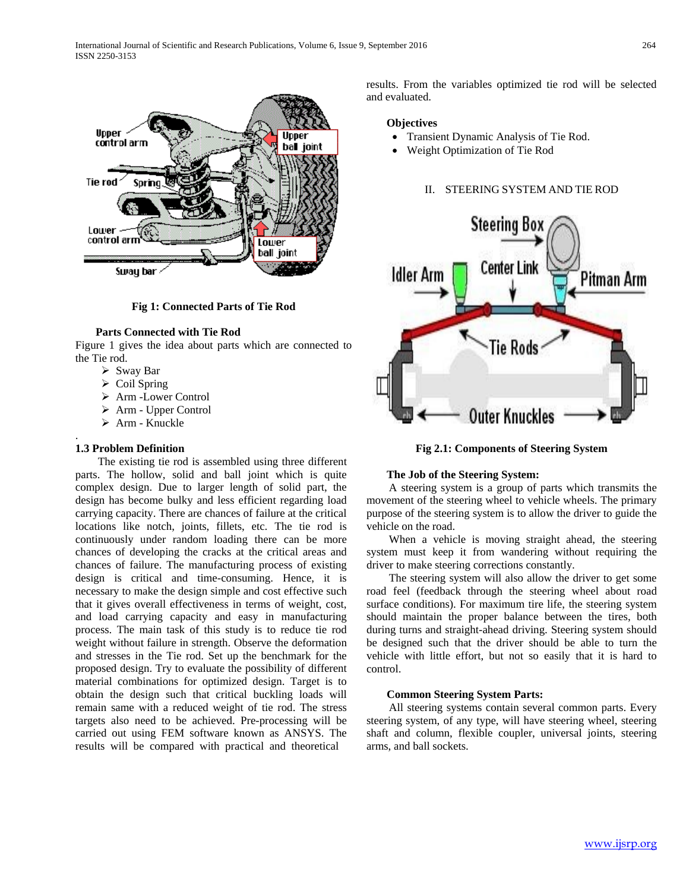Fig 1: Connected Parts of Tie Rod

**Parts Connected with Tie Rod**

Figure 1 gives the idea about parts which are connected to the Tie rod.

- Sway Bar
- Coil Spring
- Arm -Lower Control
- Arm - Upper Control
- Arm - Knuckle

.

### 1.3 Problem Definition

The existing tie rod is assembled using three different parts. The hollow, solid and ball joint which is quite complex design. Due to larger length of solid part, the design has become bulky and less efficient regarding load carrying capacity. There are chances of failure at the critical locations like notch, joints, fillets, etc. The tie rod is continuously under random loading there can be more chances of developing the cracks at the critical areas and chances of failure. The manufacturing process of existing design is critical and time-consuming. Hence, it is necessary to make the design simple and cost effective such that it gives overall effectiveness in terms of weight, cost, and load carrying capacity and easy in manufacturing process. The main task of this study is to reduce tie rod weight without failure in strength. Observe the deformation and stresses in the Tie rod. Set up the benchmark for the proposed design. Try to evaluate the possibility of different material combinations for optimized design. Target is to obtain the design such that critical buckling loads will remain same with a reduced weight of tie rod. The stress targets also need to be achieved. Pre-processing will be carried out using FEM software known as ANSYS. The results will be compared with practical and theoretical results. From the variables optimized tie rod will be selected and evaluated.

**Objectives**

- Transient Dynamic Analysis of Tie Rod.
- Weight Optimization of Tie Rod

## II. STEERING SYSTEM AND TIE ROD

Fig 2.1: Components of Steering System

**The Job of the Steering System:**

A steering system is a group of parts which transmits the movement of the steering wheel to vehicle wheels. The primary purpose of the steering system is to allow the driver to guide the vehicle on the road.

When a vehicle is moving straight ahead, the steering system must keep it from wandering without requiring the driver to make steering corrections constantly.

The steering system will also allow the driver to get some road feel (feedback through the steering wheel about road surface conditions). For maximum tire life, the steering system should maintain the proper balance between the tires, both during turns and straight-ahead driving. Steering system should be designed such that the driver should be able to turn the vehicle with little effort, but not so easily that it is hard to control.

**Common Steering System Parts:**

All steering systems contain several common parts. Every steering system, of any type, will have steering wheel, steering shaft and column, flexible coupler, universal joints, steering arms, and ball sockets.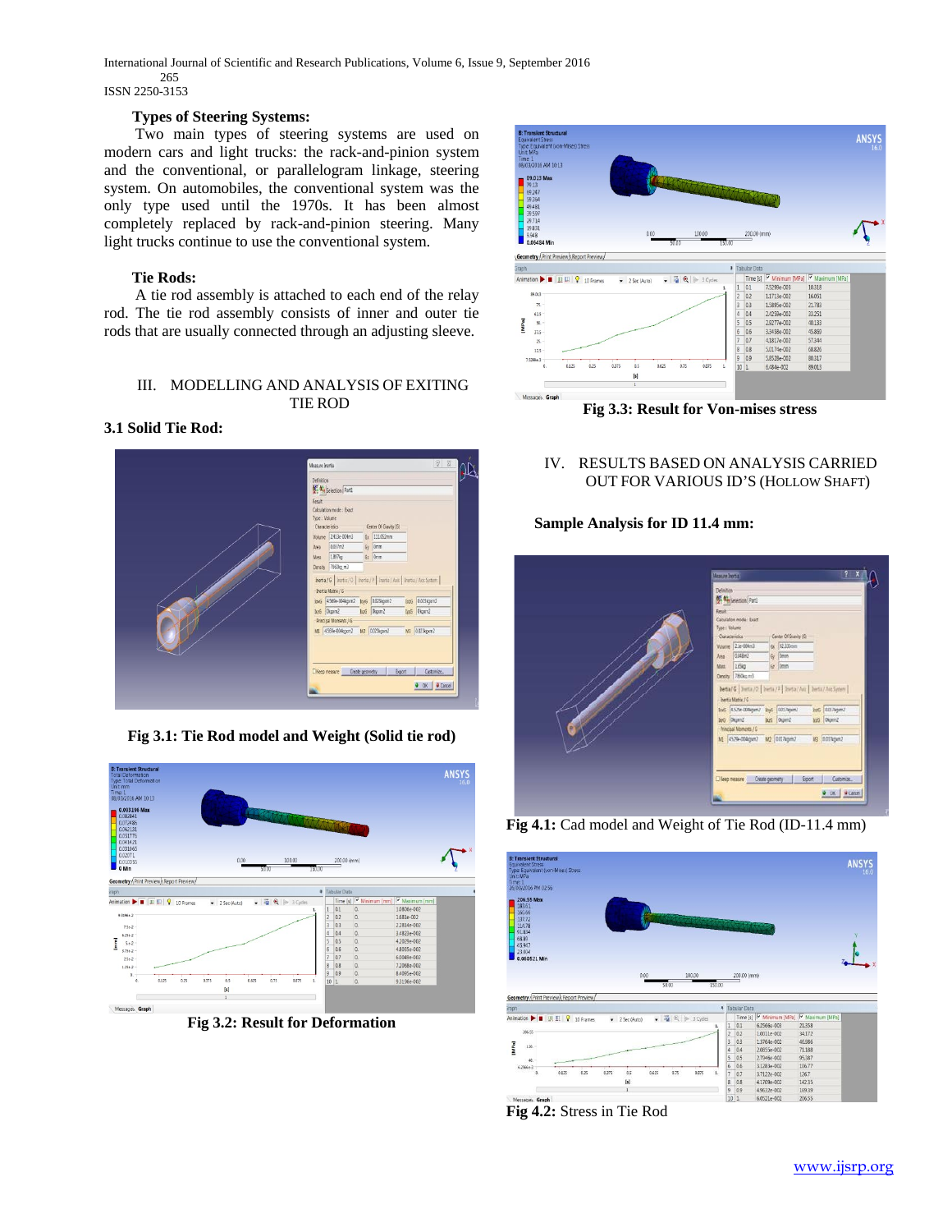**Types of Steering Systems:**

Two main types of steering systems are used on modern cars and light trucks: the rack-and-pinion system and the conventional, or parallelogram linkage, steering system. On automobiles, the conventional system was the only type used until the 1970s. It has been almost completely replaced by rack-and-pinion steering. Many light trucks continue to use the conventional system.

**Tie Rods:**

A tie rod assembly is attached to each end of the relay rod. The tie rod assembly consists of inner and outer tie rods that are usually connected through an adjusting sleeve.

## III. MODELLING AND ANALYSIS OF EXITING TIE ROD

### 3.1 Solid Tie Rod:

**Fig 3.1: Tie Rod model and Weight (Solid tie rod)**

**Fig 3.2: Result for Deformation**

**Fig 3.3: Result for Von-mises stress**

## IV. RESULTS BASED ON ANALYSIS CARRIED OUT FOR VARIOUS ID'S (HOLLOW SHAFT)

**Sample Analysis for ID 11.4 mm:**

**Fig 4.1:** Cad model and Weight of Tie Rod (ID-11.4 mm)

**Fig 4.2:** Stress in Tie Rod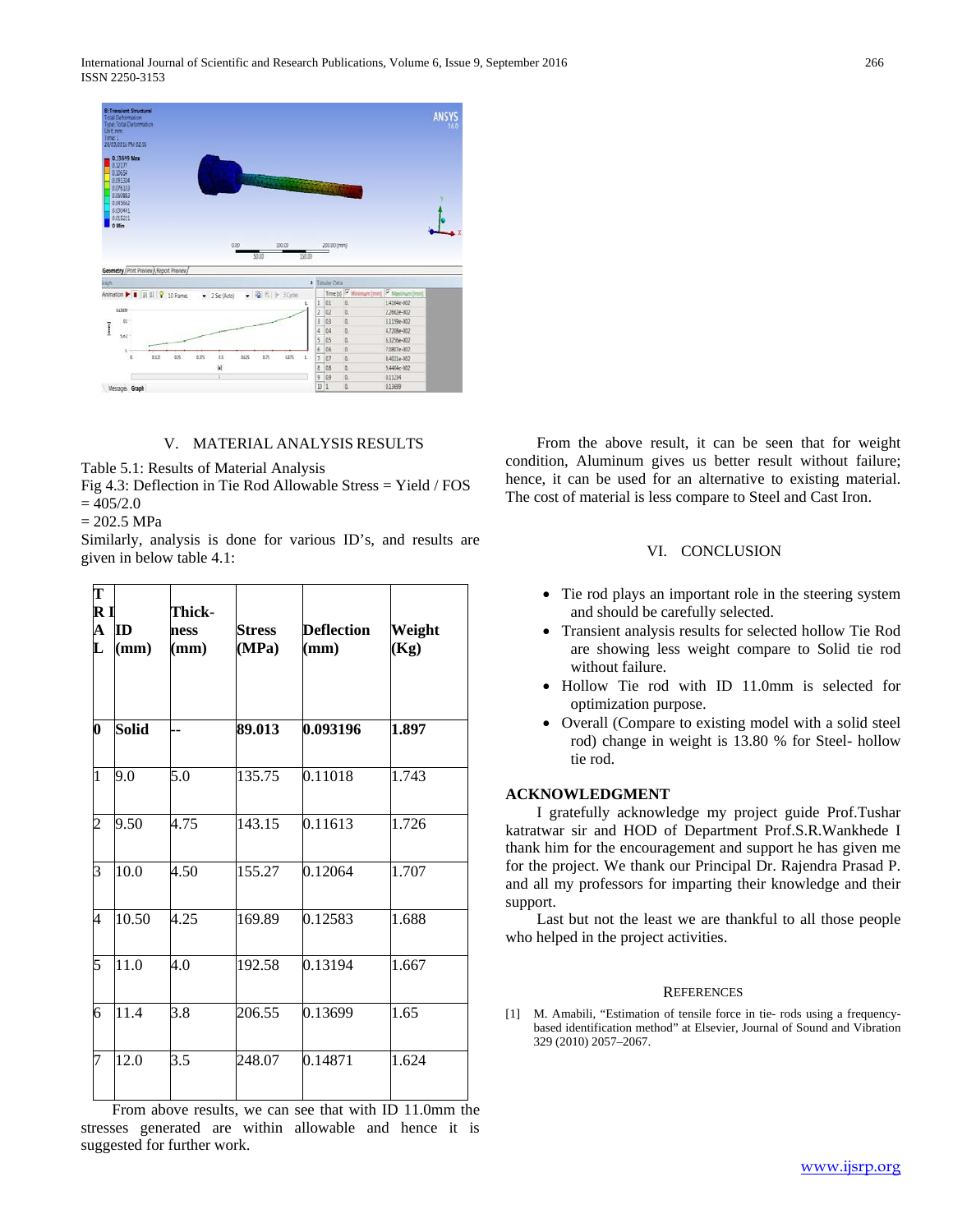## V. MATERIAL ANALYSIS RESULTS

Table 5.1: Results of Material Analysis
Fig 4.3: Deflection in Tie Rod Allowable Stress = Yield / FOS = 405/2.0
= 202.5 MPa
Similarly, analysis is done for various ID's, and results are given in below table 4.1:

| T R I A L | ID (mm) | Thick-ness (mm) | Stress (MPa) | Deflection (mm) | Weight (Kg) |
|---|---|---|---|---|---|
| **0** | **Solid** | **--** | **89.013** | **0.093196** | **1.897** |
| 1 | 9.0 | 5.0 | 135.75 | 0.11018 | 1.743 |
| 2 | 9.50 | 4.75 | 143.15 | 0.11613 | 1.726 |
| 3 | 10.0 | 4.50 | 155.27 | 0.12064 | 1.707 |
| 4 | 10.50 | 4.25 | 169.89 | 0.12583 | 1.688 |
| 5 | 11.0 | 4.0 | 192.58 | 0.13194 | 1.667 |
| 6 | 11.4 | 3.8 | 206.55 | 0.13699 | 1.65 |
| 7 | 12.0 | 3.5 | 248.07 | 0.14871 | 1.624 |

From above results, we can see that with ID 11.0mm the stresses generated are within allowable and hence it is suggested for further work.

From the above result, it can be seen that for weight condition, Aluminum gives us better result without failure; hence, it can be used for an alternative to existing material. The cost of material is less compare to Steel and Cast Iron.

## VI. CONCLUSION

- Tie rod plays an important role in the steering system and should be carefully selected.
- Transient analysis results for selected hollow Tie Rod are showing less weight compare to Solid tie rod without failure.
- Hollow Tie rod with ID 11.0mm is selected for optimization purpose.
- Overall (Compare to existing model with a solid steel rod) change in weight is 13.80 % for Steel- hollow tie rod.

## ACKNOWLEDGMENT

I gratefully acknowledge my project guide Prof.Tushar katratwar sir and HOD of Department Prof.S.R.Wankhede I thank him for the encouragement and support he has given me for the project. We thank our Principal Dr. Rajendra Prasad P. and all my professors for imparting their knowledge and their support.

Last but not the least we are thankful to all those people who helped in the project activities.

## REFERENCES

[1] M. Amabili, "Estimation of tensile force in tie- rods using a frequency-based identification method" at Elsevier, Journal of Sound and Vibration 329 (2010) 2057–2067.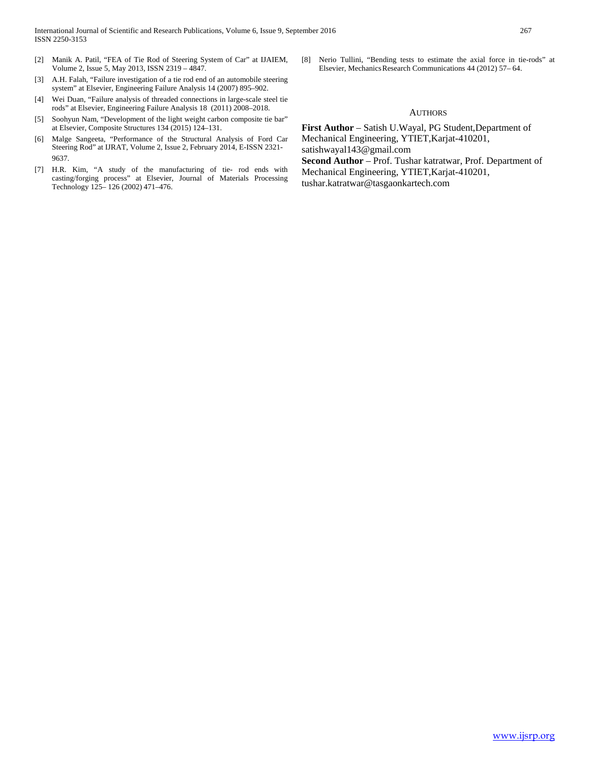[2] Manik A. Patil, "FEA of Tie Rod of Steering System of Car" at IJAIEM, Volume 2, Issue 5, May 2013, ISSN 2319 – 4847.

[3] A.H. Falah, "Failure investigation of a tie rod end of an automobile steering system" at Elsevier, Engineering Failure Analysis 14 (2007) 895–902.

[4] Wei Duan, "Failure analysis of threaded connections in large-scale steel tie rods" at Elsevier, Engineering Failure Analysis 18 (2011) 2008–2018.

[5] Soohyun Nam, "Development of the light weight carbon composite tie bar" at Elsevier, Composite Structures 134 (2015) 124–131.

[6] Malge Sangeeta, "Performance of the Structural Analysis of Ford Car Steering Rod" at IJRAT, Volume 2, Issue 2, February 2014, E-ISSN 2321-9637.

[7] H.R. Kim, "A study of the manufacturing of tie- rod ends with casting/forging process" at Elsevier, Journal of Materials Processing Technology 125– 126 (2002) 471–476.

[8] Nerio Tullini, "Bending tests to estimate the axial force in tie-rods" at Elsevier, Mechanics Research Communications 44 (2012) 57– 64.

## Authors

**First Author** – Satish U.Wayal, PG Student,Department of Mechanical Engineering, YTIET,Karjat-410201, satishwayal143@gmail.com

**Second Author** – Prof. Tushar katratwar, Prof. Department of Mechanical Engineering, YTIET,Karjat-410201, tushar.katratwar@tasgaonkartech.com